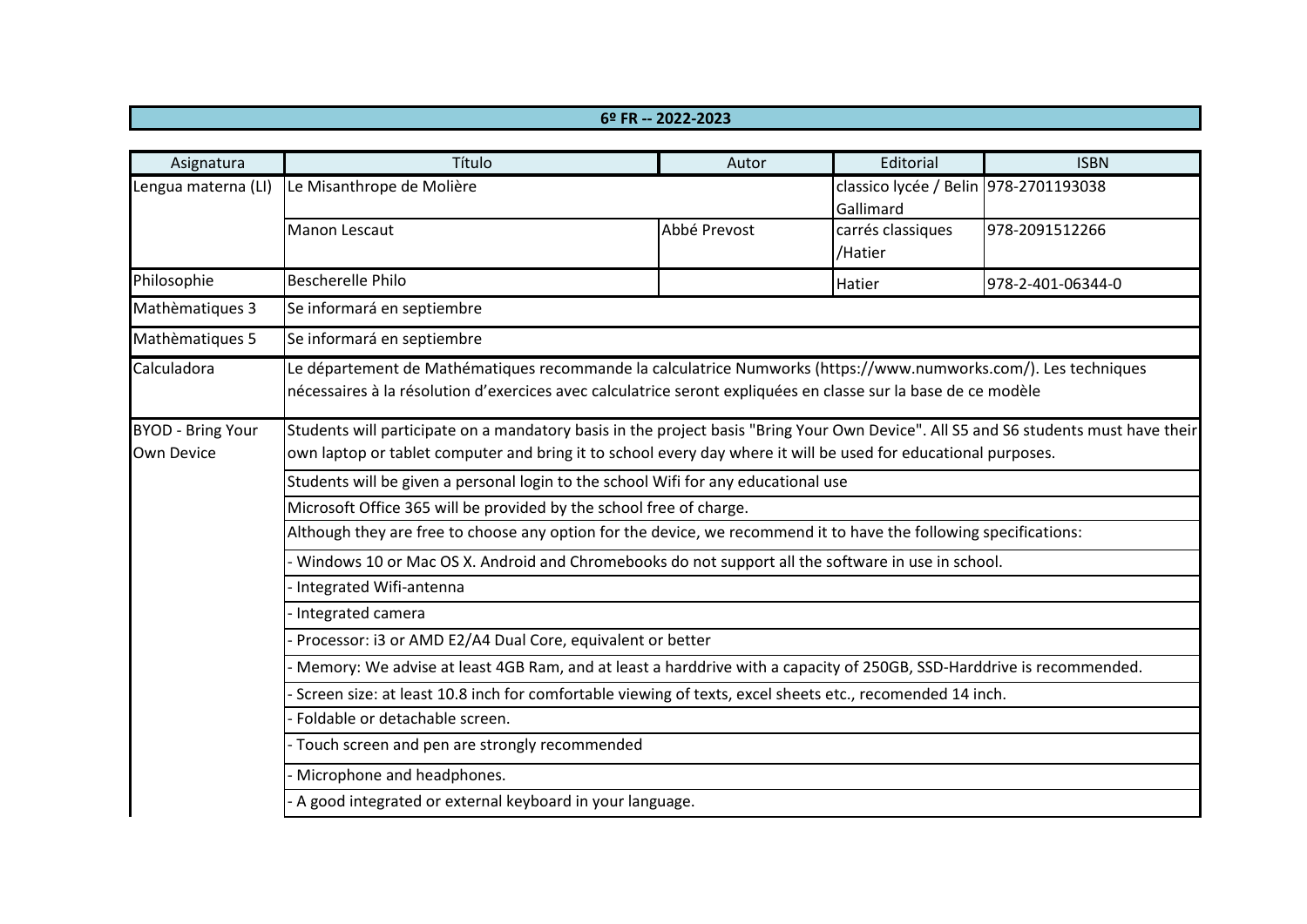| 6º FR -- 2022-2023 | | | | |
|---|---|---|---|---|
| **Asignatura** | **Título** | **Autor** | **Editorial** | **ISBN** |
| Lengua materna (LI) | Le Misanthrope de Molière | | classico lycée / Belin Gallimard | 978-2701193038 |
| | Manon Lescaut | Abbé Prevost | carrés classiques /Hatier | 978-2091512266 |
| Philosophie | Bescherelle Philo | | Hatier | 978-2-401-06344-0 |
| Mathèmatiques 3 | Se informará en septiembre | | | |
| Mathèmatiques 5 | Se informará en septiembre | | | |
| Calculadora | Le département de Mathématiques recommande la calculatrice Numworks (https://www.numworks.com/). Les techniques nécessaires à la résolution d'exercices avec calculatrice seront expliquées en classe sur la base de ce modèle | | | |
| BYOD - Bring Your Own Device | Students will participate on a mandatory basis in the project basis "Bring Your Own Device". All S5 and S6 students must have their own laptop or tablet computer and bring it to school every day where it will be used for educational purposes. | | | |
| | Students will be given a personal login to the school Wifi for any educational use | | | |
| | Microsoft Office 365 will be provided by the school free of charge. | | | |
| | Although they are free to choose any option for the device, we recommend it to have the following specifications: | | | |
| | - Windows 10 or Mac OS X. Android and Chromebooks do not support all the software in use in school. | | | |
| | - Integrated Wifi-antenna | | | |
| | - Integrated camera | | | |
| | - Processor: i3 or AMD E2/A4 Dual Core, equivalent or better | | | |
| | - Memory: We advise at least 4GB Ram, and at least a harddrive with a capacity of 250GB, SSD-Harddrive is recommended. | | | |
| | - Screen size: at least 10.8 inch for comfortable viewing of texts, excel sheets etc., recomended 14 inch. | | | |
| | - Foldable or detachable screen. | | | |
| | - Touch screen and pen are strongly recommended | | | |
| | - Microphone and headphones. | | | |
| | - A good integrated or external keyboard in your language. | | | |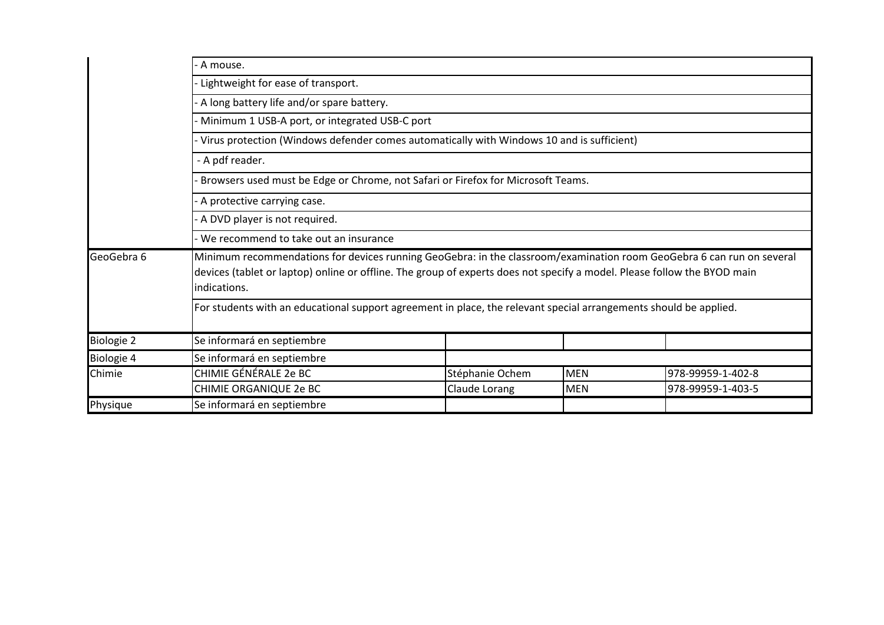| | | | | |
|---|---|---|---|---|
| | - A mouse. | | | |
| | - Lightweight for ease of transport. | | | |
| | - A long battery life and/or spare battery. | | | |
| | - Minimum 1 USB-A port, or integrated USB-C port | | | |
| | - Virus protection (Windows defender comes automatically with Windows 10 and is sufficient) | | | |
| | - A pdf reader. | | | |
| | - Browsers used must be Edge or Chrome, not Safari or Firefox for Microsoft Teams. | | | |
| | - A protective carrying case. | | | |
| | - A DVD player is not required. | | | |
| | - We recommend to take out an insurance | | | |
| GeoGebra 6 | Minimum recommendations for devices running GeoGebra: in the classroom/examination room GeoGebra 6 can run on several devices (tablet or laptop) online or offline. The group of experts does not specify a model. Please follow the BYOD main indications. | | | |
| | For students with an educational support agreement in place, the relevant special arrangements should be applied. | | | |
| Biologie 2 | Se informará en septiembre | | | |
| Biologie 4 | Se informará en septiembre | | | |
| Chimie | CHIMIE GÉNÉRALE 2e BC | Stéphanie Ochem | MEN | 978-99959-1-402-8 |
| | CHIMIE ORGANIQUE 2e BC | Claude Lorang | MEN | 978-99959-1-403-5 |
| Physique | Se informará en septiembre | | | |